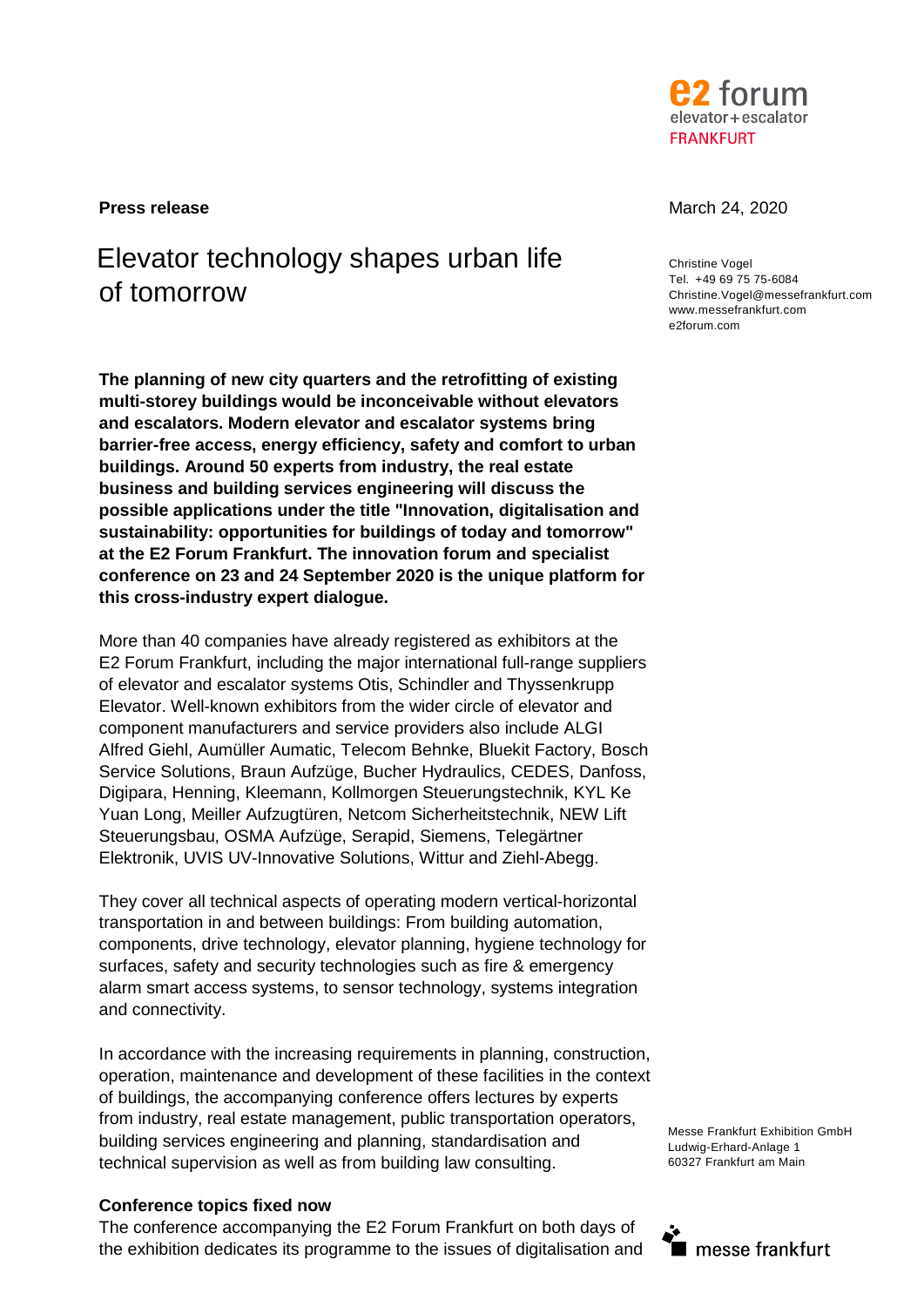**Press release**

March 24, 2020

# Elevator technology shapes urban life of tomorrow

Christine Vogel
Tel. +49 69 75 75-6084
Christine.Vogel@messefrankfurt.com
www.messefrankfurt.com
e2forum.com

**The planning of new city quarters and the retrofitting of existing multi-storey buildings would be inconceivable without elevators and escalators. Modern elevator and escalator systems bring barrier-free access, energy efficiency, safety and comfort to urban buildings. Around 50 experts from industry, the real estate business and building services engineering will discuss the possible applications under the title "Innovation, digitalisation and sustainability: opportunities for buildings of today and tomorrow" at the E2 Forum Frankfurt. The innovation forum and specialist conference on 23 and 24 September 2020 is the unique platform for this cross-industry expert dialogue.**

More than 40 companies have already registered as exhibitors at the E2 Forum Frankfurt, including the major international full-range suppliers of elevator and escalator systems Otis, Schindler and Thyssenkrupp Elevator. Well-known exhibitors from the wider circle of elevator and component manufacturers and service providers also include ALGI Alfred Giehl, Aumüller Aumatic, Telecom Behnke, Bluekit Factory, Bosch Service Solutions, Braun Aufzüge, Bucher Hydraulics, CEDES, Danfoss, Digipara, Henning, Kleemann, Kollmorgen Steuerungstechnik, KYL Ke Yuan Long, Meiller Aufzugtüren, Netcom Sicherheitstechnik, NEW Lift Steuerungsbau, OSMA Aufzüge, Serapid, Siemens, Telegärtner Elektronik, UVIS UV-Innovative Solutions, Wittur and Ziehl-Abegg.

They cover all technical aspects of operating modern vertical-horizontal transportation in and between buildings: From building automation, components, drive technology, elevator planning, hygiene technology for surfaces, safety and security technologies such as fire & emergency alarm smart access systems, to sensor technology, systems integration and connectivity.

In accordance with the increasing requirements in planning, construction, operation, maintenance and development of these facilities in the context of buildings, the accompanying conference offers lectures by experts from industry, real estate management, public transportation operators, building services engineering and planning, standardisation and technical supervision as well as from building law consulting.

Messe Frankfurt Exhibition GmbH
Ludwig-Erhard-Anlage 1
60327 Frankfurt am Main

**Conference topics fixed now**

The conference accompanying the E2 Forum Frankfurt on both days of the exhibition dedicates its programme to the issues of digitalisation and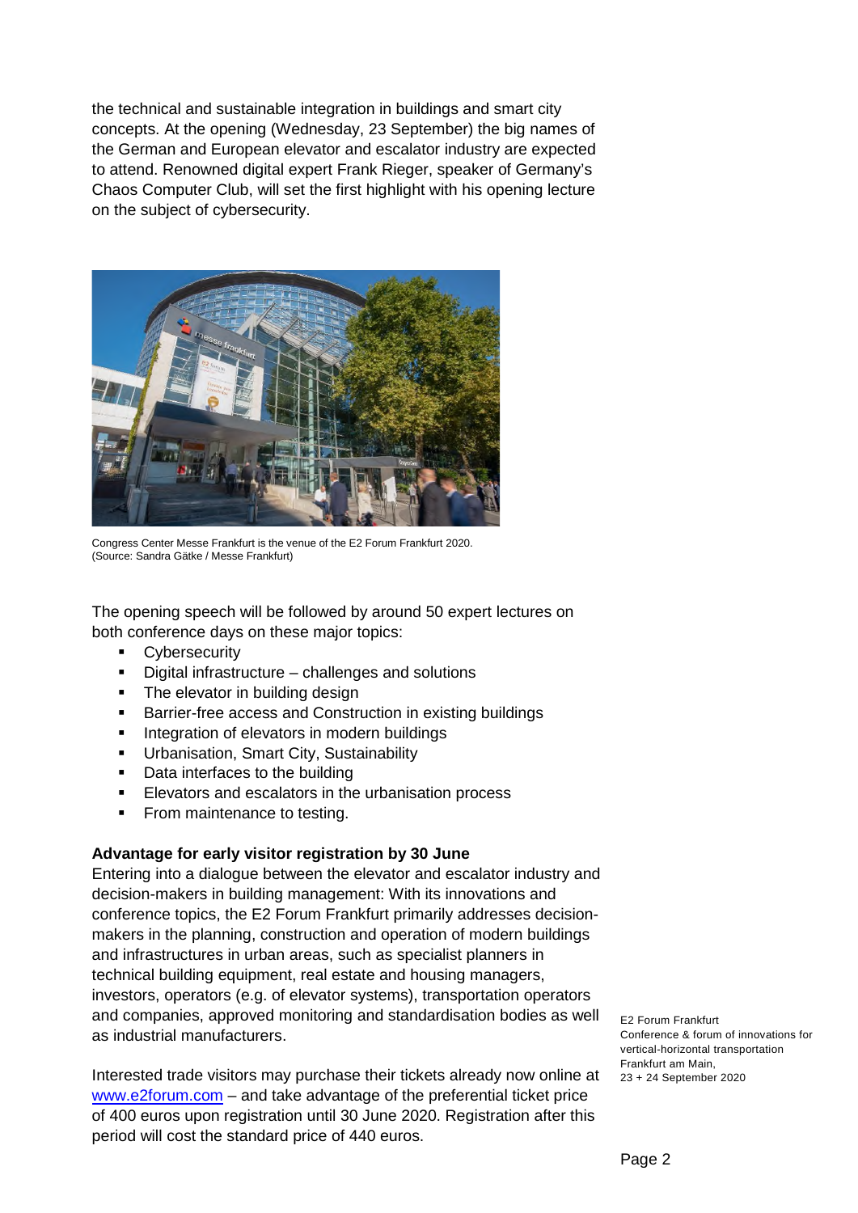the technical and sustainable integration in buildings and smart city concepts. At the opening (Wednesday, 23 September) the big names of the German and European elevator and escalator industry are expected to attend. Renowned digital expert Frank Rieger, speaker of Germany's Chaos Computer Club, will set the first highlight with his opening lecture on the subject of cybersecurity.

Congress Center Messe Frankfurt is the venue of the E2 Forum Frankfurt 2020. (Source: Sandra Gätke / Messe Frankfurt)

The opening speech will be followed by around 50 expert lectures on both conference days on these major topics:

- Cybersecurity
- Digital infrastructure – challenges and solutions
- The elevator in building design
- Barrier-free access and Construction in existing buildings
- Integration of elevators in modern buildings
- Urbanisation, Smart City, Sustainability
- Data interfaces to the building
- Elevators and escalators in the urbanisation process
- From maintenance to testing.

**Advantage for early visitor registration by 30 June**

Entering into a dialogue between the elevator and escalator industry and decision-makers in building management: With its innovations and conference topics, the E2 Forum Frankfurt primarily addresses decision-makers in the planning, construction and operation of modern buildings and infrastructures in urban areas, such as specialist planners in technical building equipment, real estate and housing managers, investors, operators (e.g. of elevator systems), transportation operators and companies, approved monitoring and standardisation bodies as well as industrial manufacturers.

Interested trade visitors may purchase their tickets already now online at www.e2forum.com – and take advantage of the preferential ticket price of 400 euros upon registration until 30 June 2020. Registration after this period will cost the standard price of 440 euros.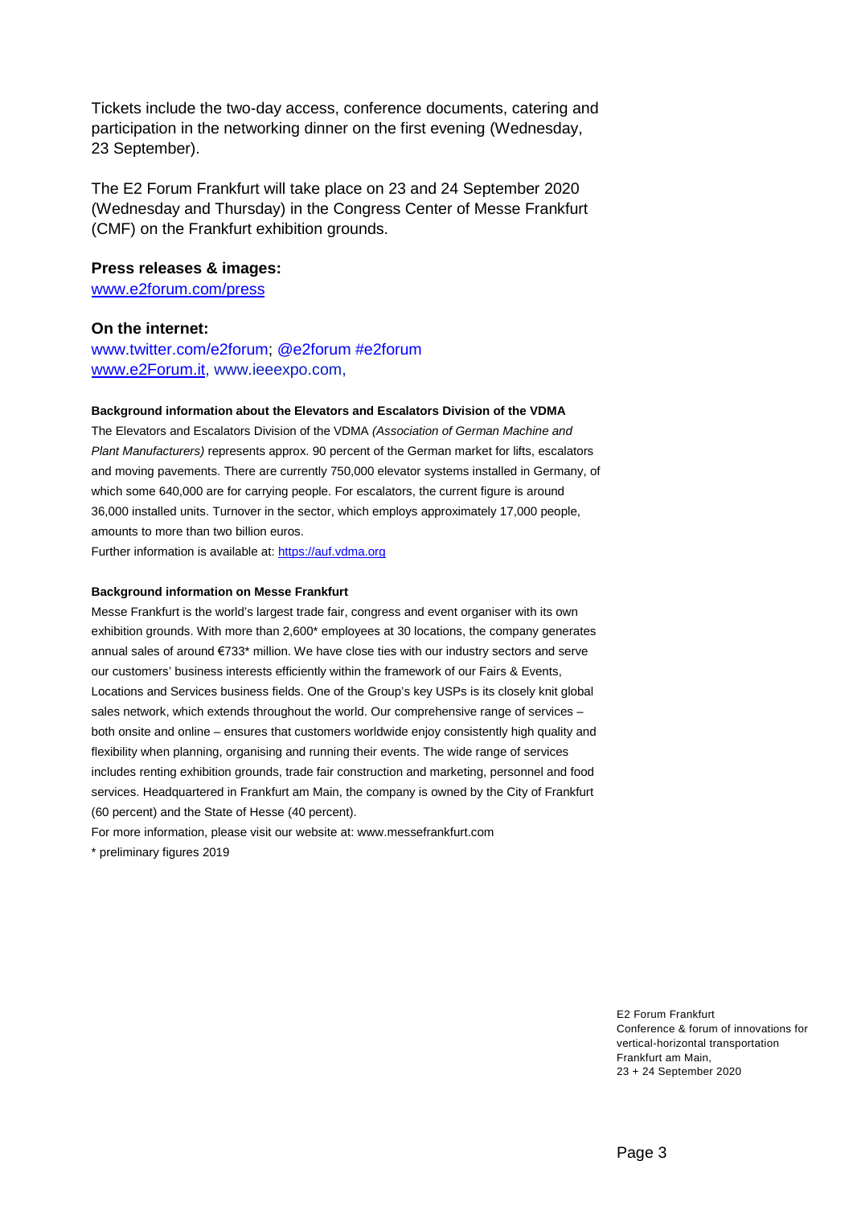Tickets include the two-day access, conference documents, catering and participation in the networking dinner on the first evening (Wednesday, 23 September).

The E2 Forum Frankfurt will take place on 23 and 24 September 2020 (Wednesday and Thursday) in the Congress Center of Messe Frankfurt (CMF) on the Frankfurt exhibition grounds.

**Press releases & images:**
www.e2forum.com/press

**On the internet:**
www.twitter.com/e2forum; @e2forum #e2forum
www.e2Forum.it, www.ieeexpo.com,

**Background information about the Elevators and Escalators Division of the VDMA**

The Elevators and Escalators Division of the VDMA *(Association of German Machine and Plant Manufacturers)* represents approx. 90 percent of the German market for lifts, escalators and moving pavements. There are currently 750,000 elevator systems installed in Germany, of which some 640,000 are for carrying people. For escalators, the current figure is around 36,000 installed units. Turnover in the sector, which employs approximately 17,000 people, amounts to more than two billion euros.
Further information is available at: https://auf.vdma.org

**Background information on Messe Frankfurt**

Messe Frankfurt is the world's largest trade fair, congress and event organiser with its own exhibition grounds. With more than 2,600* employees at 30 locations, the company generates annual sales of around €733* million. We have close ties with our industry sectors and serve our customers' business interests efficiently within the framework of our Fairs & Events, Locations and Services business fields. One of the Group's key USPs is its closely knit global sales network, which extends throughout the world. Our comprehensive range of services – both onsite and online – ensures that customers worldwide enjoy consistently high quality and flexibility when planning, organising and running their events. The wide range of services includes renting exhibition grounds, trade fair construction and marketing, personnel and food services. Headquartered in Frankfurt am Main, the company is owned by the City of Frankfurt (60 percent) and the State of Hesse (40 percent).
For more information, please visit our website at: www.messefrankfurt.com
* preliminary figures 2019